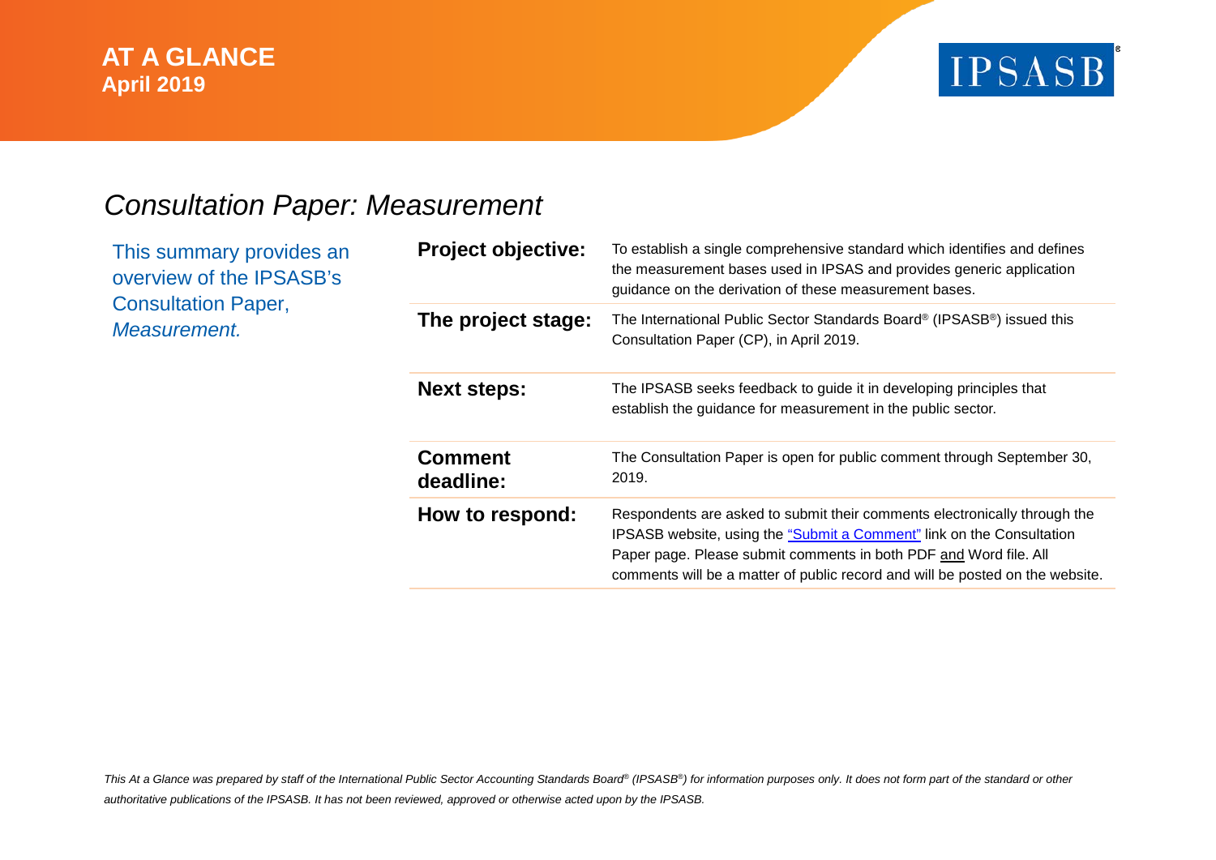**AT A GLANCE**
**April 2019**

IPSASB®

# *Consultation Paper: Measurement*

This summary provides an overview of the IPSASB's Consultation Paper, *Measurement.*

| | |
|---|---|
| **Project objective:** | To establish a single comprehensive standard which identifies and defines the measurement bases used in IPSAS and provides generic application guidance on the derivation of these measurement bases. |
| **The project stage:** | The International Public Sector Standards Board® (IPSASB®) issued this Consultation Paper (CP), in April 2019. |
| **Next steps:** | The IPSASB seeks feedback to guide it in developing principles that establish the guidance for measurement in the public sector. |
| **Comment deadline:** | The Consultation Paper is open for public comment through September 30, 2019. |
| **How to respond:** | Respondents are asked to submit their comments electronically through the IPSASB website, using the "Submit a Comment" link on the Consultation Paper page. Please submit comments in both PDF and Word file. All comments will be a matter of public record and will be posted on the website. |

*This At a Glance was prepared by staff of the International Public Sector Accounting Standards Board® (IPSASB®) for information purposes only. It does not form part of the standard or other authoritative publications of the IPSASB. It has not been reviewed, approved or otherwise acted upon by the IPSASB.*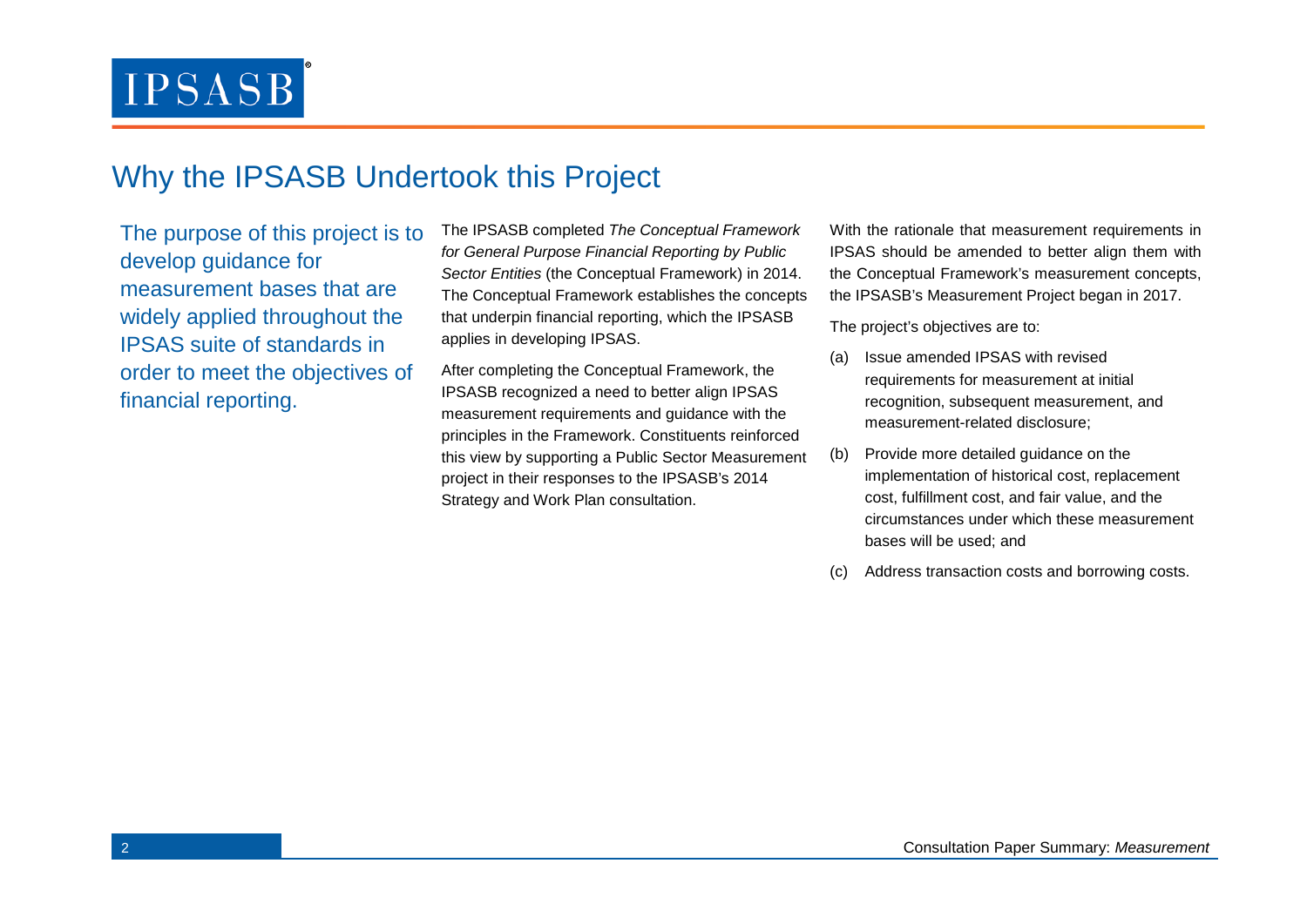## Why the IPSASB Undertook this Project

The purpose of this project is to develop guidance for measurement bases that are widely applied throughout the IPSAS suite of standards in order to meet the objectives of financial reporting.

The IPSASB completed *The Conceptual Framework for General Purpose Financial Reporting by Public Sector Entities* (the Conceptual Framework) in 2014. The Conceptual Framework establishes the concepts that underpin financial reporting, which the IPSASB applies in developing IPSAS.

After completing the Conceptual Framework, the IPSASB recognized a need to better align IPSAS measurement requirements and guidance with the principles in the Framework. Constituents reinforced this view by supporting a Public Sector Measurement project in their responses to the IPSASB's 2014 Strategy and Work Plan consultation.

With the rationale that measurement requirements in IPSAS should be amended to better align them with the Conceptual Framework's measurement concepts, the IPSASB's Measurement Project began in 2017.

The project's objectives are to:

(a) Issue amended IPSAS with revised requirements for measurement at initial recognition, subsequent measurement, and measurement-related disclosure;

(b) Provide more detailed guidance on the implementation of historical cost, replacement cost, fulfillment cost, and fair value, and the circumstances under which these measurement bases will be used; and

(c) Address transaction costs and borrowing costs.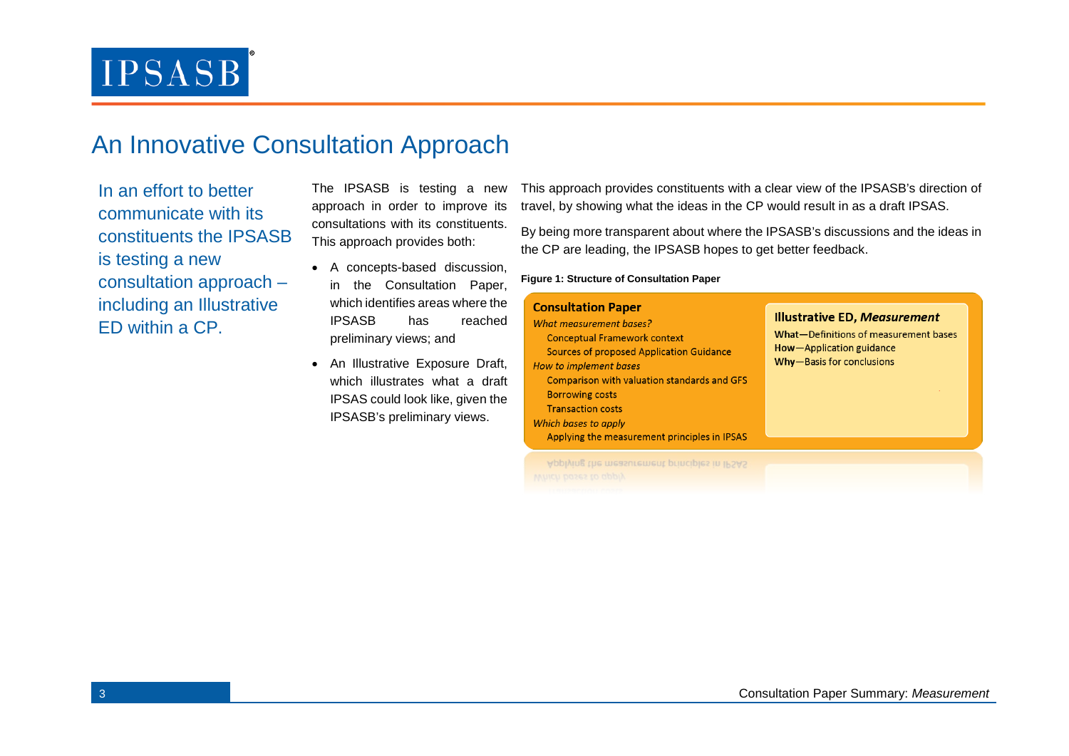## An Innovative Consultation Approach

In an effort to better communicate with its constituents the IPSASB is testing a new consultation approach – including an Illustrative ED within a CP.

The IPSASB is testing a new approach in order to improve its consultations with its constituents. This approach provides both:

- A concepts-based discussion, in the Consultation Paper, which identifies areas where the IPSASB has reached preliminary views; and
- An Illustrative Exposure Draft, which illustrates what a draft IPSAS could look like, given the IPSASB's preliminary views.

This approach provides constituents with a clear view of the IPSASB's direction of travel, by showing what the ideas in the CP would result in as a draft IPSAS.

By being more transparent about where the IPSASB's discussions and the ideas in the CP are leading, the IPSASB hopes to get better feedback.

**Figure 1: Structure of Consultation Paper**

**Consultation Paper**

*What measurement bases?*
- Conceptual Framework context
- Sources of proposed Application Guidance

*How to implement bases*
- Comparison with valuation standards and GFS
- Borrowing costs
- Transaction costs

*Which bases to apply*
- Applying the measurement principles in IPSAS

**Illustrative ED, *Measurement***

**What**—Definitions of measurement bases
**How**—Application guidance
**Why**—Basis for conclusions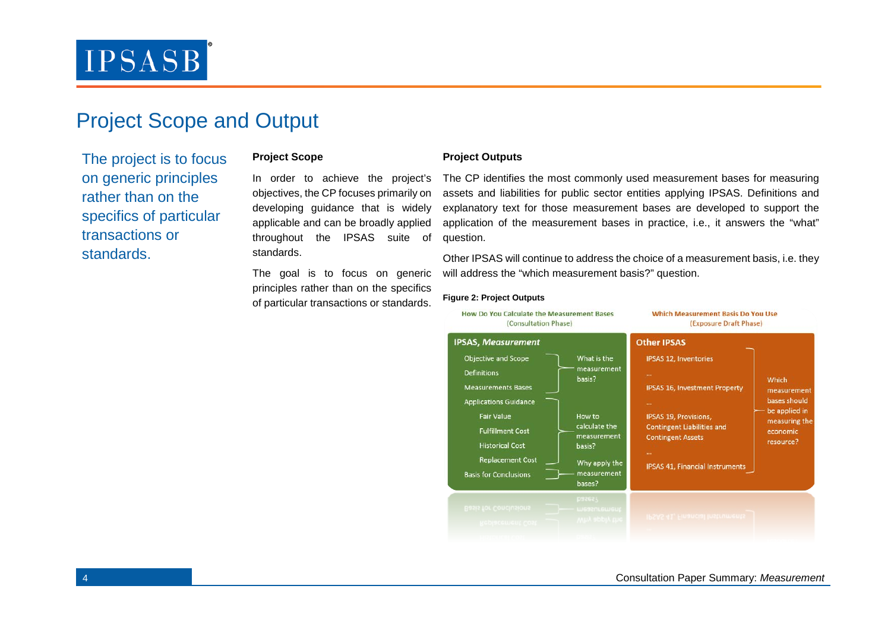# Project Scope and Output

The project is to focus on generic principles rather than on the specifics of particular transactions or standards.

### Project Scope

In order to achieve the project's objectives, the CP focuses primarily on developing guidance that is widely applicable and can be broadly applied throughout the IPSAS suite of standards.

The goal is to focus on generic principles rather than the specifics of particular transactions or standards.

### Project Outputs

The CP identifies the most commonly used measurement bases for measuring assets and liabilities for public sector entities applying IPSAS. Definitions and explanatory text for those measurement bases are developed to support the application of the measurement bases in practice, i.e., it answers the "what" question.

Other IPSAS will continue to address the choice of a measurement basis, i.e. they will address the "which measurement basis?" question.

**Figure 2: Project Outputs**

| How Do You Calculate the Measurement Bases (Consultation Phase) | | Which Measurement Basis Do You Use (Exposure Draft Phase) | |
|---|---|---|---|
| **IPSAS, *Measurement*** | | **Other IPSAS** | |
| Objective and Scope<br>Definitions<br>Measurements Bases | What is the measurement basis? | IPSAS 12, Inventories<br>...<br>IPSAS 16, Investment Property<br>...<br>IPSAS 19, Provisions, Contingent Liabilities and Contingent Assets<br>...<br>IPSAS 41, Financial Instruments | Which measurement bases should be applied in measuring the economic resource? |
| Applications Guidance<br>Fair Value<br>Fulfillment Cost<br>Historical Cost<br>Replacement Cost | How to calculate the measurement basis? | | |
| Basis for Conclusions | Why apply the measurement bases? | | |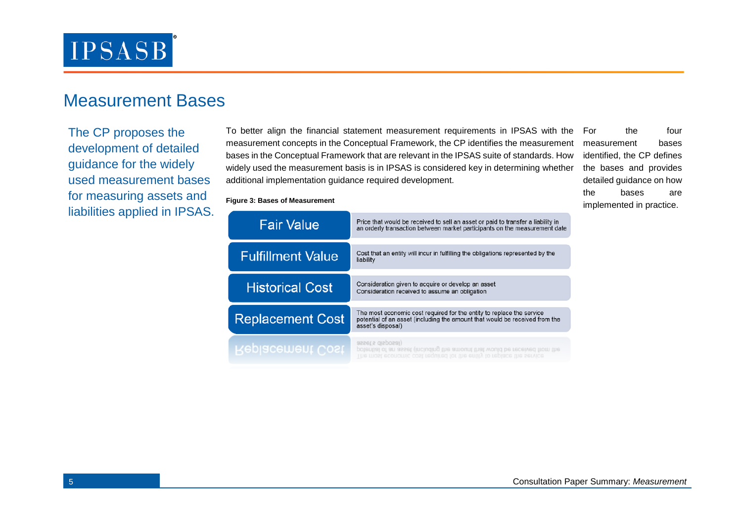## Measurement Bases

The CP proposes the development of detailed guidance for the widely used measurement bases for measuring assets and liabilities applied in IPSAS.

To better align the financial statement measurement requirements in IPSAS with the measurement concepts in the Conceptual Framework, the CP identifies the measurement bases in the Conceptual Framework that are relevant in the IPSAS suite of standards. How widely used the measurement basis is in IPSAS is considered key in determining whether additional implementation guidance required development.

**Figure 3: Bases of Measurement**

| Basis | Description |
|---|---|
| Fair Value | Price that would be received to sell an asset or paid to transfer a liability in an orderly transaction between market participants on the measurement date |
| Fulfillment Value | Cost that an entity will incur in fulfilling the obligations represented by the liability |
| Historical Cost | Consideration given to acquire or develop an asset<br>Consideration received to assume an obligation |
| Replacement Cost | The most economic cost required for the entity to replace the service potential of an asset (including the amount that would be received from the asset's disposal) |

For the four measurement bases identified, the CP defines the bases and provides detailed guidance on how the bases are implemented in practice.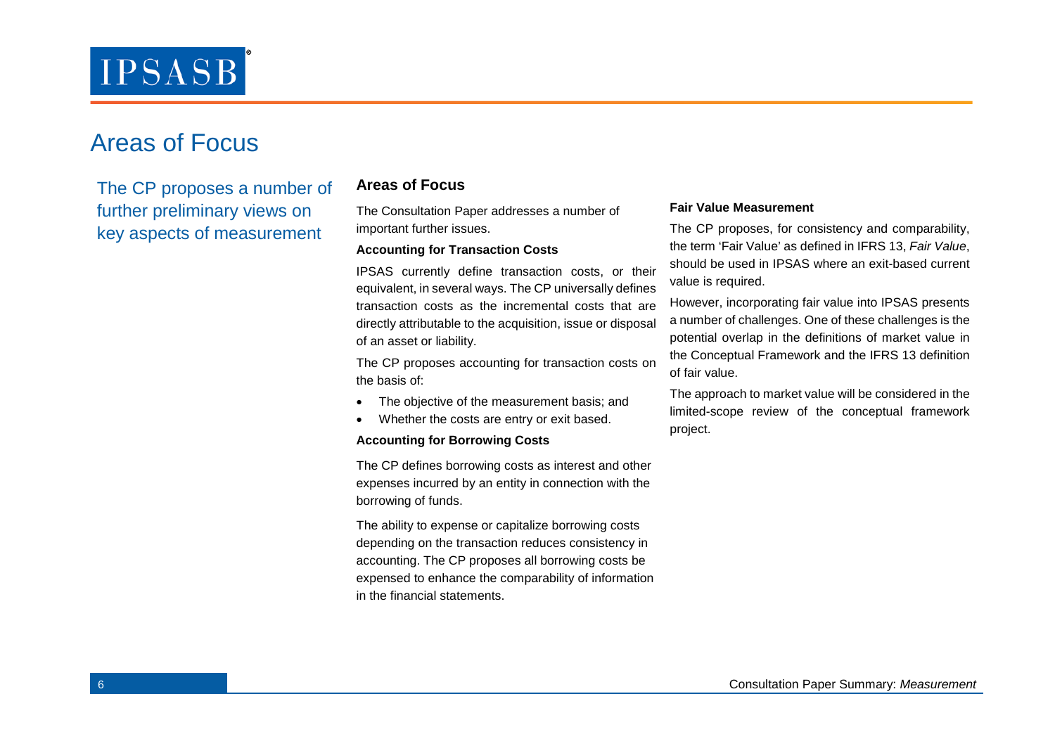# Areas of Focus

The CP proposes a number of further preliminary views on key aspects of measurement

## Areas of Focus

The Consultation Paper addresses a number of important further issues.

**Accounting for Transaction Costs**

IPSAS currently define transaction costs, or their equivalent, in several ways. The CP universally defines transaction costs as the incremental costs that are directly attributable to the acquisition, issue or disposal of an asset or liability.

The CP proposes accounting for transaction costs on the basis of:

- The objective of the measurement basis; and
- Whether the costs are entry or exit based.

**Accounting for Borrowing Costs**

The CP defines borrowing costs as interest and other expenses incurred by an entity in connection with the borrowing of funds.

The ability to expense or capitalize borrowing costs depending on the transaction reduces consistency in accounting. The CP proposes all borrowing costs be expensed to enhance the comparability of information in the financial statements.

**Fair Value Measurement**

The CP proposes, for consistency and comparability, the term 'Fair Value' as defined in IFRS 13, *Fair Value*, should be used in IPSAS where an exit-based current value is required.

However, incorporating fair value into IPSAS presents a number of challenges. One of these challenges is the potential overlap in the definitions of market value in the Conceptual Framework and the IFRS 13 definition of fair value.

The approach to market value will be considered in the limited-scope review of the conceptual framework project.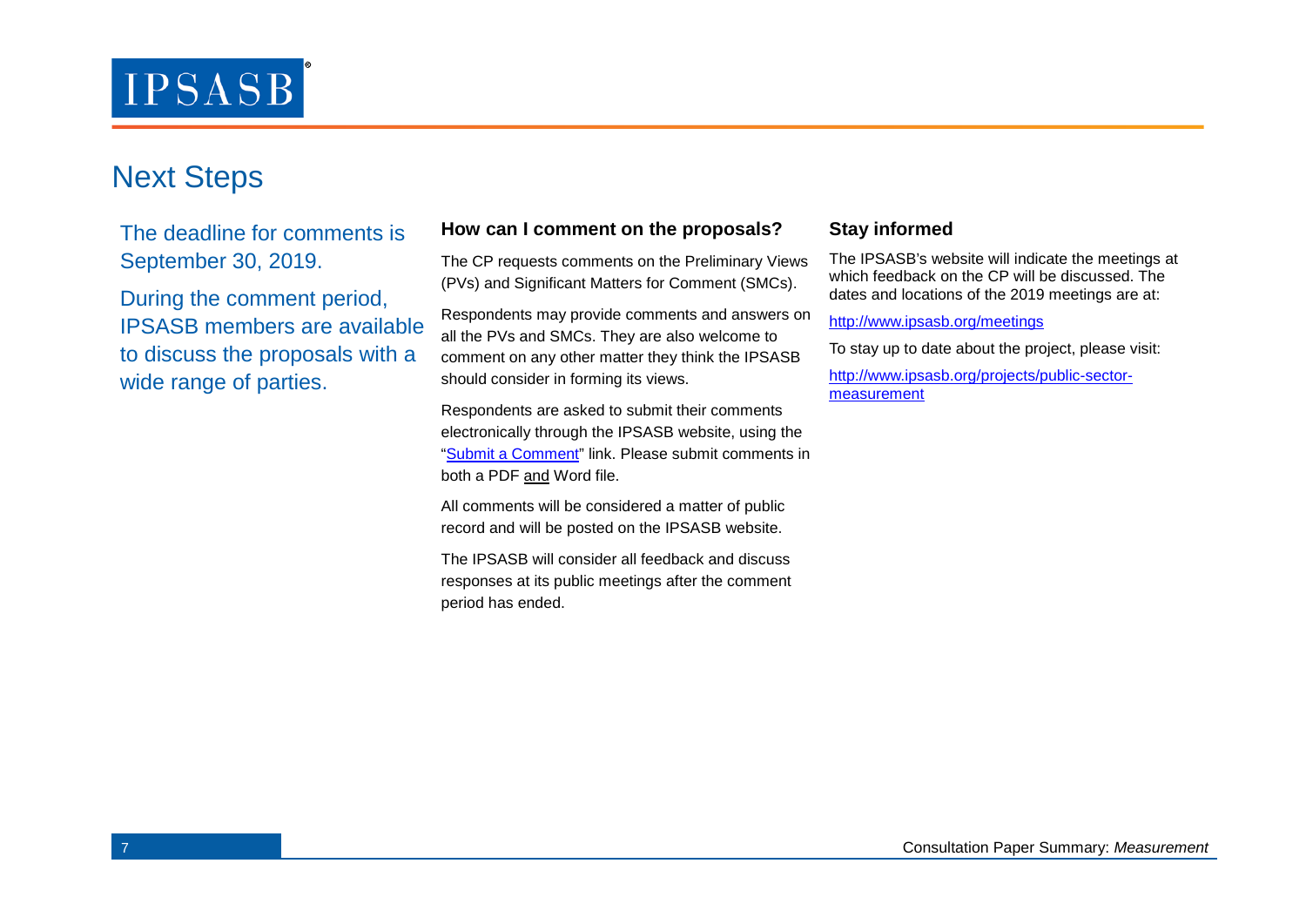# Next Steps

The deadline for comments is September 30, 2019.

During the comment period, IPSASB members are available to discuss the proposals with a wide range of parties.

### How can I comment on the proposals?

The CP requests comments on the Preliminary Views (PVs) and Significant Matters for Comment (SMCs).

Respondents may provide comments and answers on all the PVs and SMCs. They are also welcome to comment on any other matter they think the IPSASB should consider in forming its views.

Respondents are asked to submit their comments electronically through the IPSASB website, using the "Submit a Comment" link. Please submit comments in both a PDF and Word file.

All comments will be considered a matter of public record and will be posted on the IPSASB website.

The IPSASB will consider all feedback and discuss responses at its public meetings after the comment period has ended.

### Stay informed

The IPSASB's website will indicate the meetings at which feedback on the CP will be discussed. The dates and locations of the 2019 meetings are at:

http://www.ipsasb.org/meetings

To stay up to date about the project, please visit:

http://www.ipsasb.org/projects/public-sector-measurement